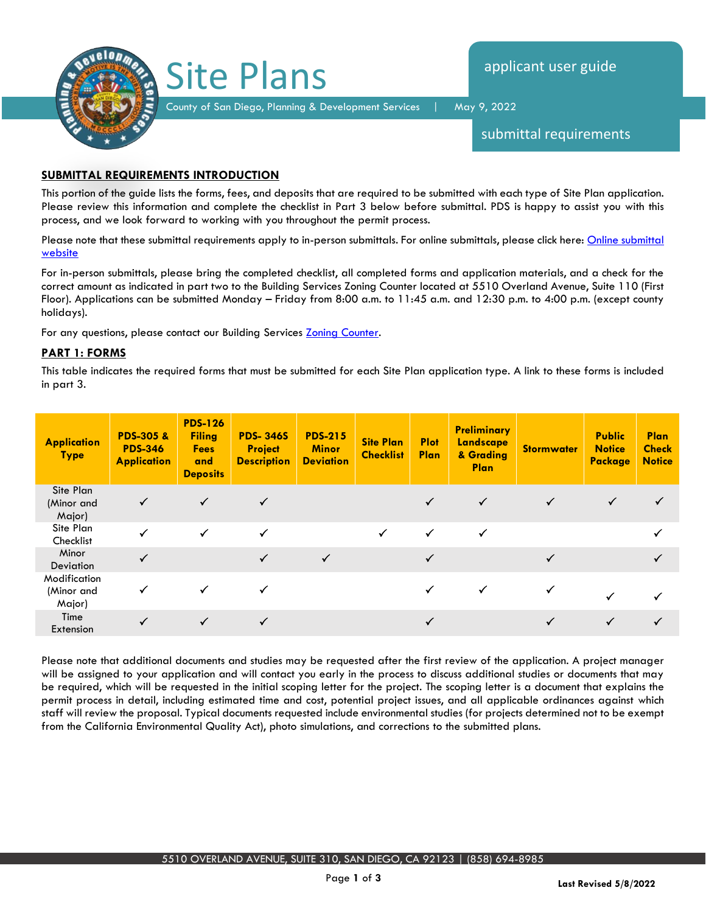# Site Plans

County of San Diego, Planning & Development Services | May 9, 2022

applicant user guide

submittal requirements

## SUBMITTAL REQUIREMENTS INTRODUCTION

This portion of the guide lists the forms, fees, and deposits that are required to be submitted with each type of Site Plan application. Please review this information and complete the checklist in Part 3 below before submittal. PDS is happy to assist you with this process, and we look forward to working with you throughout the permit process.

Please note that these submittal requirements apply to in-person submittals. For online submittals, please click here: [Online submittal website]

For in-person submittals, please bring the completed checklist, all completed forms and application materials, and a check for the correct amount as indicated in part two to the Building Services Zoning Counter located at 5510 Overland Avenue, Suite 110 (First Floor). Applications can be submitted Monday – Friday from 8:00 a.m. to 11:45 a.m. and 12:30 p.m. to 4:00 p.m. (except county holidays).

For any questions, please contact our Building Services [Zoning Counter].

## PART 1: FORMS

This table indicates the required forms that must be submitted for each Site Plan application type. A link to these forms is included in part 3.

| Application Type | PDS-305 & PDS-346 Application | PDS-126 Filing Fees and Deposits | PDS- 346S Project Description | PDS-215 Minor Deviation | Site Plan Checklist | Plot Plan | Preliminary Landscape & Grading Plan | Stormwater | Public Notice Package | Plan Check Notice |
|---|---|---|---|---|---|---|---|---|---|---|
| Site Plan (Minor and Major) | ✓ | ✓ | ✓ | | | ✓ | ✓ | ✓ | ✓ | ✓ |
| Site Plan Checklist | ✓ | ✓ | ✓ | | ✓ | ✓ | ✓ | | | ✓ |
| Minor Deviation | ✓ | | ✓ | ✓ | | ✓ | | ✓ | | ✓ |
| Modification (Minor and Major) | ✓ | ✓ | ✓ | | | ✓ | ✓ | ✓ | ✓ | ✓ |
| Time Extension | ✓ | ✓ | ✓ | | | ✓ | | ✓ | ✓ | ✓ |

Please note that additional documents and studies may be requested after the first review of the application. A project manager will be assigned to your application and will contact you early in the process to discuss additional studies or documents that may be required, which will be requested in the initial scoping letter for the project. The scoping letter is a document that explains the permit process in detail, including estimated time and cost, potential project issues, and all applicable ordinances against which staff will review the proposal. Typical documents requested include environmental studies (for projects determined not to be exempt from the California Environmental Quality Act), photo simulations, and corrections to the submitted plans.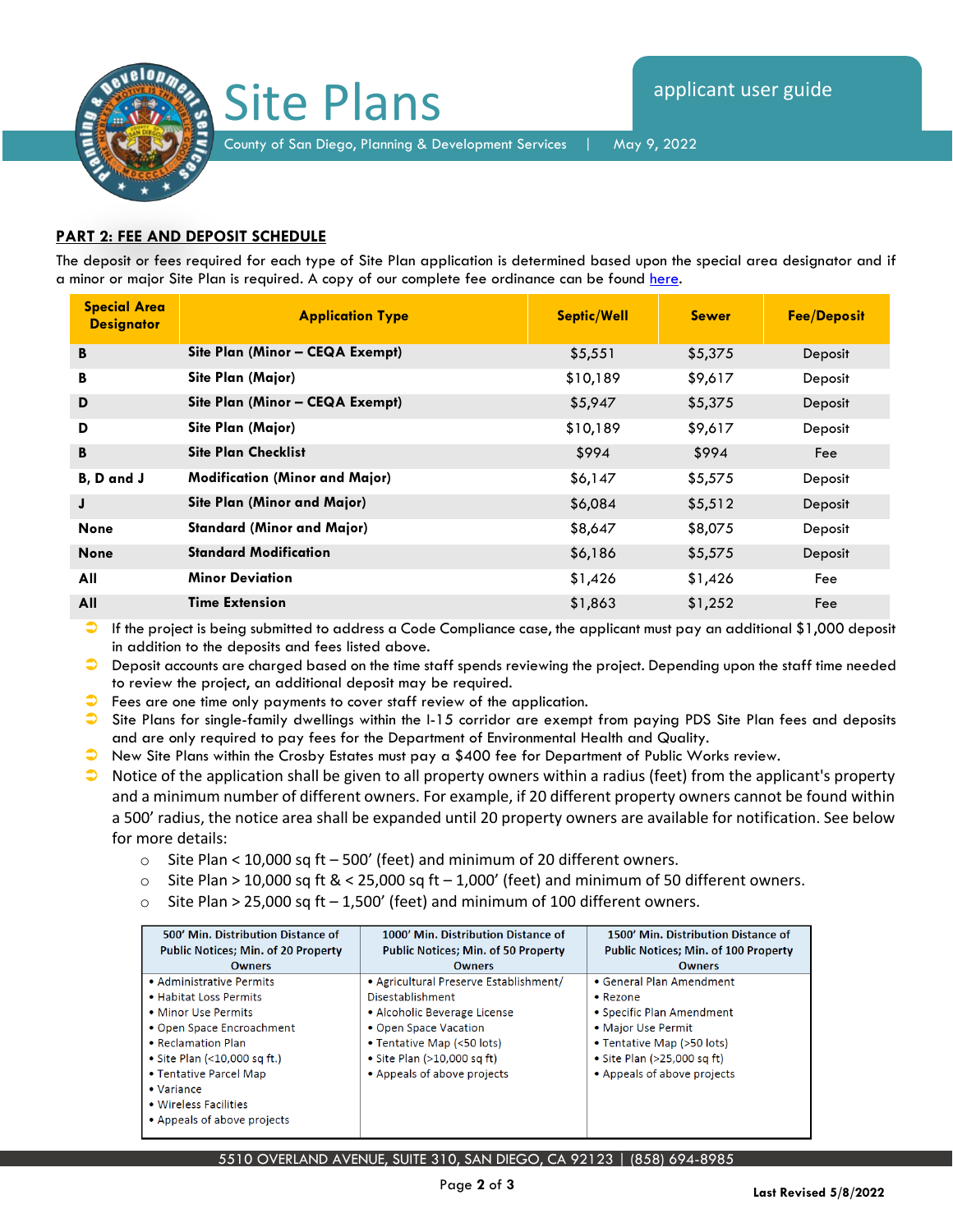## PART 2: FEE AND DEPOSIT SCHEDULE

The deposit or fees required for each type of Site Plan application is determined based upon the special area designator and if a minor or major Site Plan is required. A copy of our complete fee ordinance can be found here.

| Special Area Designator | Application Type | Septic/Well | Sewer | Fee/Deposit |
|---|---|---|---|---|
| B | Site Plan (Minor – CEQA Exempt) | $5,551 | $5,375 | Deposit |
| B | Site Plan (Major) | $10,189 | $9,617 | Deposit |
| D | Site Plan (Minor – CEQA Exempt) | $5,947 | $5,375 | Deposit |
| D | Site Plan (Major) | $10,189 | $9,617 | Deposit |
| B | Site Plan Checklist | $994 | $994 | Fee |
| B, D and J | Modification (Minor and Major) | $6,147 | $5,575 | Deposit |
| J | Site Plan (Minor and Major) | $6,084 | $5,512 | Deposit |
| None | Standard (Minor and Major) | $8,647 | $8,075 | Deposit |
| None | Standard Modification | $6,186 | $5,575 | Deposit |
| All | Minor Deviation | $1,426 | $1,426 | Fee |
| All | Time Extension | $1,863 | $1,252 | Fee |

- If the project is being submitted to address a Code Compliance case, the applicant must pay an additional $1,000 deposit in addition to the deposits and fees listed above.
- Deposit accounts are charged based on the time staff spends reviewing the project. Depending upon the staff time needed to review the project, an additional deposit may be required.
- Fees are one time only payments to cover staff review of the application.
- Site Plans for single-family dwellings within the I-15 corridor are exempt from paying PDS Site Plan fees and deposits and are only required to pay fees for the Department of Environmental Health and Quality.
- New Site Plans within the Crosby Estates must pay a $400 fee for Department of Public Works review.
- Notice of the application shall be given to all property owners within a radius (feet) from the applicant's property and a minimum number of different owners. For example, if 20 different property owners cannot be found within a 500' radius, the notice area shall be expanded until 20 property owners are available for notification. See below for more details:
  - Site Plan < 10,000 sq ft – 500' (feet) and minimum of 20 different owners.
  - Site Plan > 10,000 sq ft & < 25,000 sq ft – 1,000' (feet) and minimum of 50 different owners.
  - Site Plan > 25,000 sq ft – 1,500' (feet) and minimum of 100 different owners.

| 500' Min. Distribution Distance of Public Notices; Min. of 20 Property Owners | 1000' Min. Distribution Distance of Public Notices; Min. of 50 Property Owners | 1500' Min. Distribution Distance of Public Notices; Min. of 100 Property Owners |
|---|---|---|
| • Administrative Permits<br>• Habitat Loss Permits<br>• Minor Use Permits<br>• Open Space Encroachment<br>• Reclamation Plan<br>• Site Plan (<10,000 sq ft.)<br>• Tentative Parcel Map<br>• Variance<br>• Wireless Facilities<br>• Appeals of above projects | • Agricultural Preserve Establishment/ Disestablishment<br>• Alcoholic Beverage License<br>• Open Space Vacation<br>• Tentative Map (<50 lots)<br>• Site Plan (>10,000 sq ft)<br>• Appeals of above projects | • General Plan Amendment<br>• Rezone<br>• Specific Plan Amendment<br>• Major Use Permit<br>• Tentative Map (>50 lots)<br>• Site Plan (>25,000 sq ft)<br>• Appeals of above projects |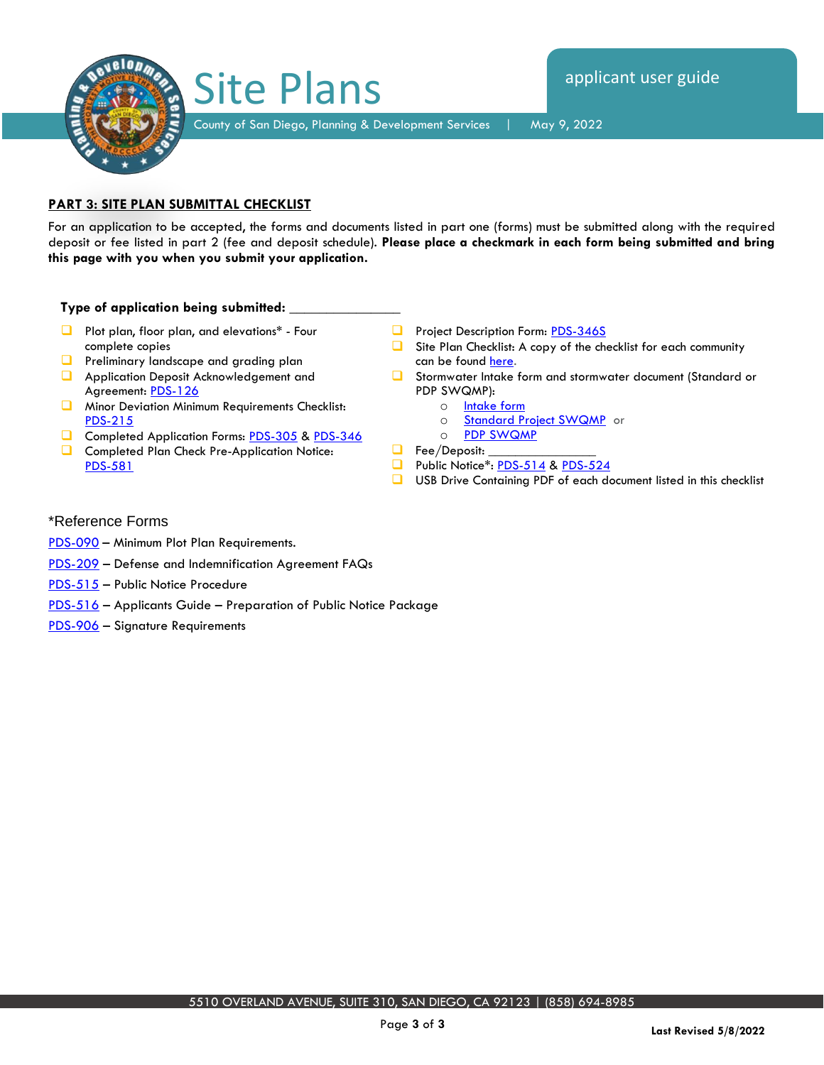## PART 3: SITE PLAN SUBMITTAL CHECKLIST

For an application to be accepted, the forms and documents listed in part one (forms) must be submitted along with the required deposit or fee listed in part 2 (fee and deposit schedule). **Please place a checkmark in each form being submitted and bring this page with you when you submit your application.**

**Type of application being submitted:** ________________

- ❑ Plot plan, floor plan, and elevations* - Four complete copies
- ❑ Preliminary landscape and grading plan
- ❑ Application Deposit Acknowledgement and Agreement: PDS-126
- ❑ Minor Deviation Minimum Requirements Checklist: PDS-215
- ❑ Completed Application Forms: PDS-305 & PDS-346
- ❑ Completed Plan Check Pre-Application Notice: PDS-581
- ❑ Project Description Form: PDS-346S
- ❑ Site Plan Checklist: A copy of the checklist for each community can be found here.
- ❑ Stormwater Intake form and stormwater document (Standard or PDP SWQMP):
  - Intake form
  - Standard Project SWQMP or
  - PDP SWQMP
- ❑ Fee/Deposit: ________________
- ❑ Public Notice*: PDS-514 & PDS-524
- ❑ USB Drive Containing PDF of each document listed in this checklist

*Reference Forms

PDS-090 – Minimum Plot Plan Requirements.

PDS-209 – Defense and Indemnification Agreement FAQs

PDS-515 – Public Notice Procedure

PDS-516 – Applicants Guide – Preparation of Public Notice Package

PDS-906 – Signature Requirements